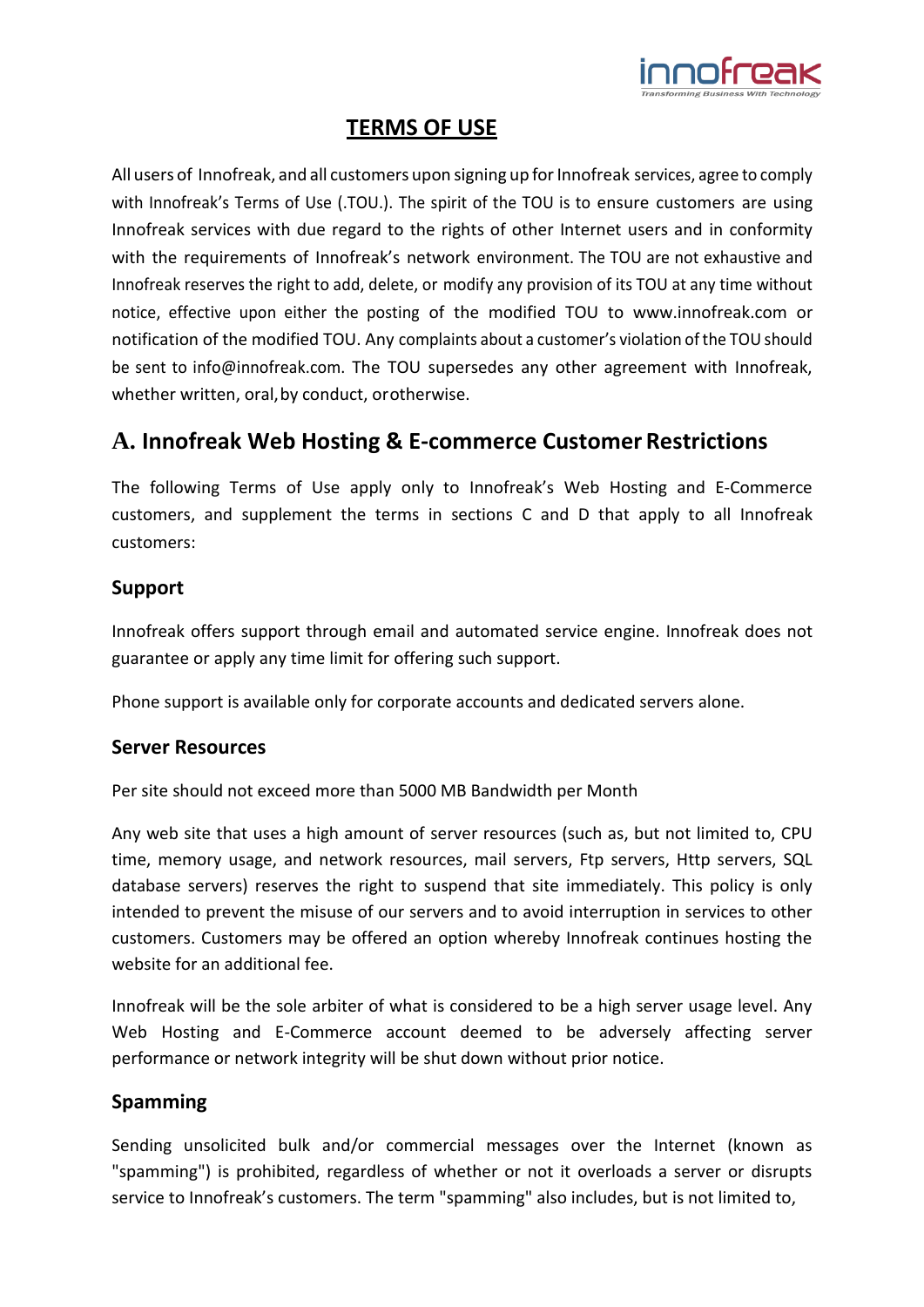# TERMS OF USE

All users of Innofreak, and all customers upon signing up for Innofreak services, agree to comply with Innofreak's Terms of Use (.TOU.). The spirit of the TOU is to ensure customers are using Innofreak services with due regard to the rights of other Internet users and in conformity with the requirements of Innofreak's network environment. The TOU are not exhaustive and Innofreak reserves the right to add, delete, or modify any provision of its TOU at any time without notice, effective upon either the posting of the modified TOU to www.innofreak.com or notification of the modified TOU. Any complaints about a customer's violation of the TOU should be sent to info@innofreak.com. The TOU supersedes any other agreement with Innofreak, whether written, oral, by conduct, or otherwise.

## A. Innofreak Web Hosting & E-commerce Customer Restrictions

The following Terms of Use apply only to Innofreak's Web Hosting and E-Commerce customers, and supplement the terms in sections C and D that apply to all Innofreak customers:

### Support

Innofreak offers support through email and automated service engine. Innofreak does not guarantee or apply any time limit for offering such support.

Phone support is available only for corporate accounts and dedicated servers alone.

### Server Resources

Per site should not exceed more than 5000 MB Bandwidth per Month

Any web site that uses a high amount of server resources (such as, but not limited to, CPU time, memory usage, and network resources, mail servers, Ftp servers, Http servers, SQL database servers) reserves the right to suspend that site immediately. This policy is only intended to prevent the misuse of our servers and to avoid interruption in services to other customers. Customers may be offered an option whereby Innofreak continues hosting the website for an additional fee.

Innofreak will be the sole arbiter of what is considered to be a high server usage level. Any Web Hosting and E-Commerce account deemed to be adversely affecting server performance or network integrity will be shut down without prior notice.

### Spamming

Sending unsolicited bulk and/or commercial messages over the Internet (known as "spamming") is prohibited, regardless of whether or not it overloads a server or disrupts service to Innofreak's customers. The term "spamming" also includes, but is not limited to,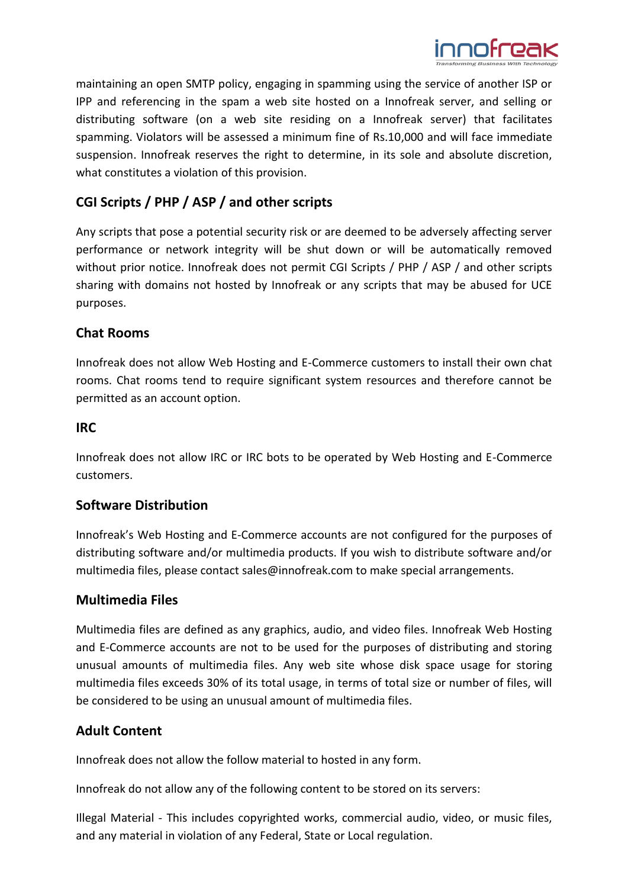maintaining an open SMTP policy, engaging in spamming using the service of another ISP or IPP and referencing in the spam a web site hosted on a Innofreak server, and selling or distributing software (on a web site residing on a Innofreak server) that facilitates spamming. Violators will be assessed a minimum fine of Rs.10,000 and will face immediate suspension. Innofreak reserves the right to determine, in its sole and absolute discretion, what constitutes a violation of this provision.

## CGI Scripts / PHP / ASP / and other scripts

Any scripts that pose a potential security risk or are deemed to be adversely affecting server performance or network integrity will be shut down or will be automatically removed without prior notice. Innofreak does not permit CGI Scripts / PHP / ASP / and other scripts sharing with domains not hosted by Innofreak or any scripts that may be abused for UCE purposes.

## Chat Rooms

Innofreak does not allow Web Hosting and E-Commerce customers to install their own chat rooms. Chat rooms tend to require significant system resources and therefore cannot be permitted as an account option.

## IRC

Innofreak does not allow IRC or IRC bots to be operated by Web Hosting and E-Commerce customers.

## Software Distribution

Innofreak's Web Hosting and E-Commerce accounts are not configured for the purposes of distributing software and/or multimedia products. If you wish to distribute software and/or multimedia files, please contact sales@innofreak.com to make special arrangements.

## Multimedia Files

Multimedia files are defined as any graphics, audio, and video files. Innofreak Web Hosting and E-Commerce accounts are not to be used for the purposes of distributing and storing unusual amounts of multimedia files. Any web site whose disk space usage for storing multimedia files exceeds 30% of its total usage, in terms of total size or number of files, will be considered to be using an unusual amount of multimedia files.

## Adult Content

Innofreak does not allow the follow material to hosted in any form.

Innofreak do not allow any of the following content to be stored on its servers:

Illegal Material - This includes copyrighted works, commercial audio, video, or music files, and any material in violation of any Federal, State or Local regulation.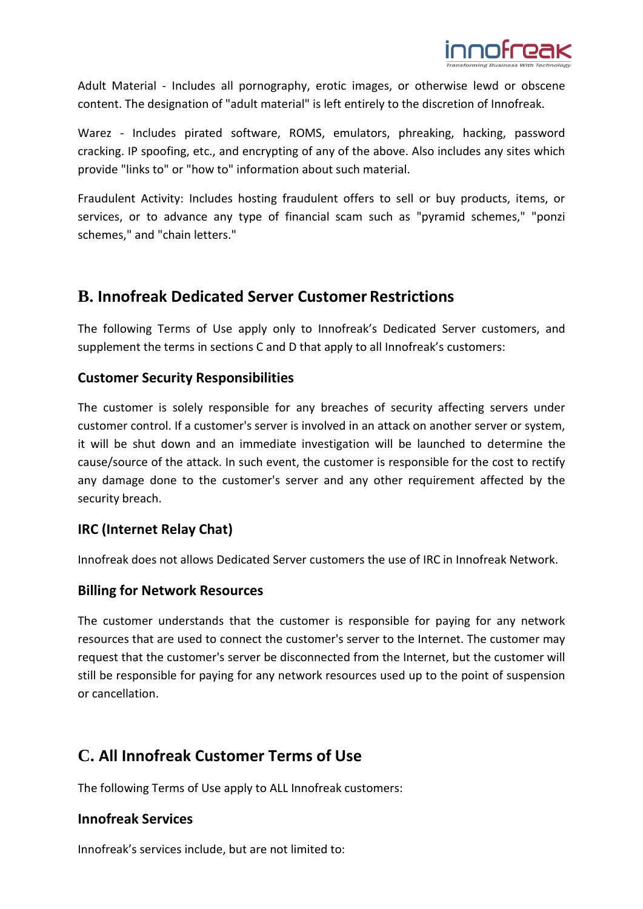Adult Material - Includes all pornography, erotic images, or otherwise lewd or obscene content. The designation of "adult material" is left entirely to the discretion of Innofreak.

Warez - Includes pirated software, ROMS, emulators, phreaking, hacking, password cracking. IP spoofing, etc., and encrypting of any of the above. Also includes any sites which provide "links to" or "how to" information about such material.

Fraudulent Activity: Includes hosting fraudulent offers to sell or buy products, items, or services, or to advance any type of financial scam such as "pyramid schemes," "ponzi schemes," and "chain letters."

## B. Innofreak Dedicated Server Customer Restrictions

The following Terms of Use apply only to Innofreak's Dedicated Server customers, and supplement the terms in sections C and D that apply to all Innofreak's customers:

### Customer Security Responsibilities

The customer is solely responsible for any breaches of security affecting servers under customer control. If a customer's server is involved in an attack on another server or system, it will be shut down and an immediate investigation will be launched to determine the cause/source of the attack. In such event, the customer is responsible for the cost to rectify any damage done to the customer's server and any other requirement affected by the security breach.

### IRC (Internet Relay Chat)

Innofreak does not allows Dedicated Server customers the use of IRC in Innofreak Network.

### Billing for Network Resources

The customer understands that the customer is responsible for paying for any network resources that are used to connect the customer's server to the Internet. The customer may request that the customer's server be disconnected from the Internet, but the customer will still be responsible for paying for any network resources used up to the point of suspension or cancellation.

## C. All Innofreak Customer Terms of Use

The following Terms of Use apply to ALL Innofreak customers:

### Innofreak Services

Innofreak's services include, but are not limited to: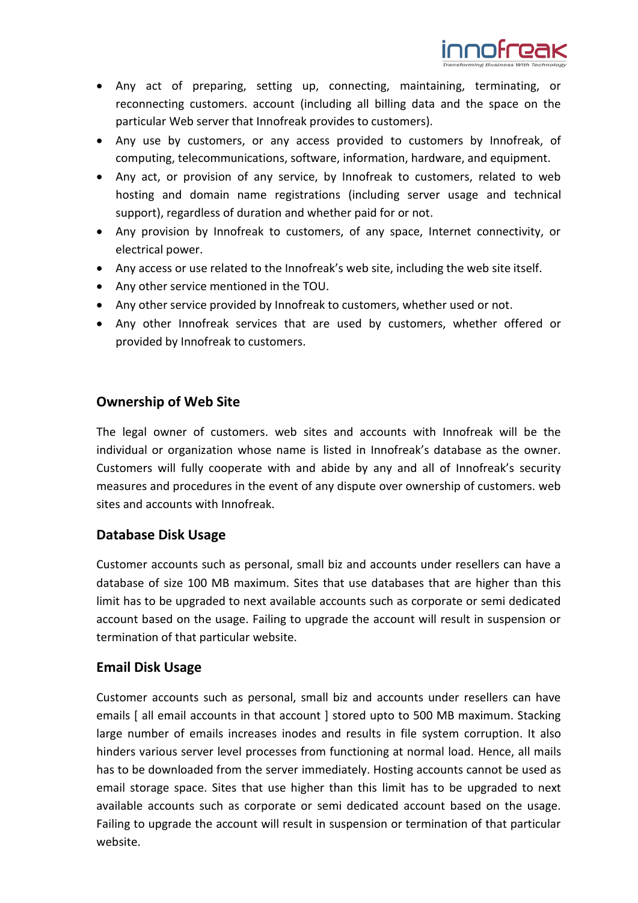- Any act of preparing, setting up, connecting, maintaining, terminating, or reconnecting customers. account (including all billing data and the space on the particular Web server that Innofreak provides to customers).
- Any use by customers, or any access provided to customers by Innofreak, of computing, telecommunications, software, information, hardware, and equipment.
- Any act, or provision of any service, by Innofreak to customers, related to web hosting and domain name registrations (including server usage and technical support), regardless of duration and whether paid for or not.
- Any provision by Innofreak to customers, of any space, Internet connectivity, or electrical power.
- Any access or use related to the Innofreak's web site, including the web site itself.
- Any other service mentioned in the TOU.
- Any other service provided by Innofreak to customers, whether used or not.
- Any other Innofreak services that are used by customers, whether offered or provided by Innofreak to customers.

## Ownership of Web Site

The legal owner of customers. web sites and accounts with Innofreak will be the individual or organization whose name is listed in Innofreak's database as the owner. Customers will fully cooperate with and abide by any and all of Innofreak's security measures and procedures in the event of any dispute over ownership of customers. web sites and accounts with Innofreak.

## Database Disk Usage

Customer accounts such as personal, small biz and accounts under resellers can have a database of size 100 MB maximum. Sites that use databases that are higher than this limit has to be upgraded to next available accounts such as corporate or semi dedicated account based on the usage. Failing to upgrade the account will result in suspension or termination of that particular website.

## Email Disk Usage

Customer accounts such as personal, small biz and accounts under resellers can have emails [ all email accounts in that account ] stored upto to 500 MB maximum. Stacking large number of emails increases inodes and results in file system corruption. It also hinders various server level processes from functioning at normal load. Hence, all mails has to be downloaded from the server immediately. Hosting accounts cannot be used as email storage space. Sites that use higher than this limit has to be upgraded to next available accounts such as corporate or semi dedicated account based on the usage. Failing to upgrade the account will result in suspension or termination of that particular website.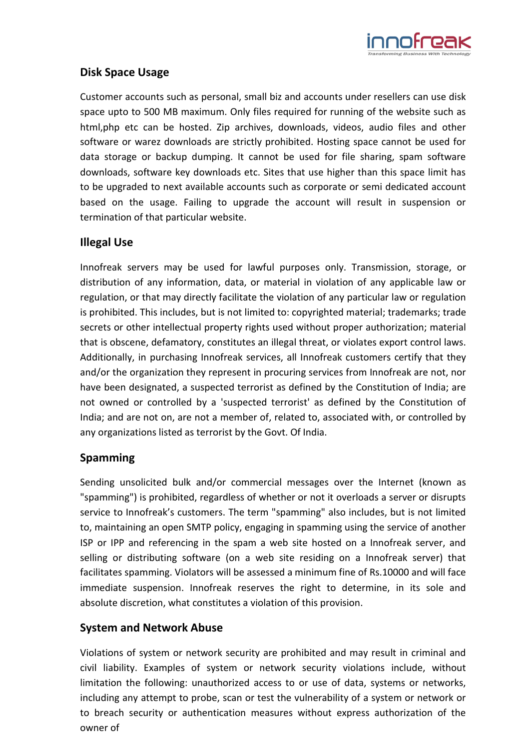## Disk Space Usage

Customer accounts such as personal, small biz and accounts under resellers can use disk space upto to 500 MB maximum. Only files required for running of the website such as html,php etc can be hosted. Zip archives, downloads, videos, audio files and other software or warez downloads are strictly prohibited. Hosting space cannot be used for data storage or backup dumping. It cannot be used for file sharing, spam software downloads, software key downloads etc. Sites that use higher than this space limit has to be upgraded to next available accounts such as corporate or semi dedicated account based on the usage. Failing to upgrade the account will result in suspension or termination of that particular website.

## Illegal Use

Innofreak servers may be used for lawful purposes only. Transmission, storage, or distribution of any information, data, or material in violation of any applicable law or regulation, or that may directly facilitate the violation of any particular law or regulation is prohibited. This includes, but is not limited to: copyrighted material; trademarks; trade secrets or other intellectual property rights used without proper authorization; material that is obscene, defamatory, constitutes an illegal threat, or violates export control laws. Additionally, in purchasing Innofreak services, all Innofreak customers certify that they and/or the organization they represent in procuring services from Innofreak are not, nor have been designated, a suspected terrorist as defined by the Constitution of India; are not owned or controlled by a 'suspected terrorist' as defined by the Constitution of India; and are not on, are not a member of, related to, associated with, or controlled by any organizations listed as terrorist by the Govt. Of India.

## Spamming

Sending unsolicited bulk and/or commercial messages over the Internet (known as "spamming") is prohibited, regardless of whether or not it overloads a server or disrupts service to Innofreak's customers. The term "spamming" also includes, but is not limited to, maintaining an open SMTP policy, engaging in spamming using the service of another ISP or IPP and referencing in the spam a web site hosted on a Innofreak server, and selling or distributing software (on a web site residing on a Innofreak server) that facilitates spamming. Violators will be assessed a minimum fine of Rs.10000 and will face immediate suspension. Innofreak reserves the right to determine, in its sole and absolute discretion, what constitutes a violation of this provision.

## System and Network Abuse

Violations of system or network security are prohibited and may result in criminal and civil liability. Examples of system or network security violations include, without limitation the following: unauthorized access to or use of data, systems or networks, including any attempt to probe, scan or test the vulnerability of a system or network or to breach security or authentication measures without express authorization of the owner of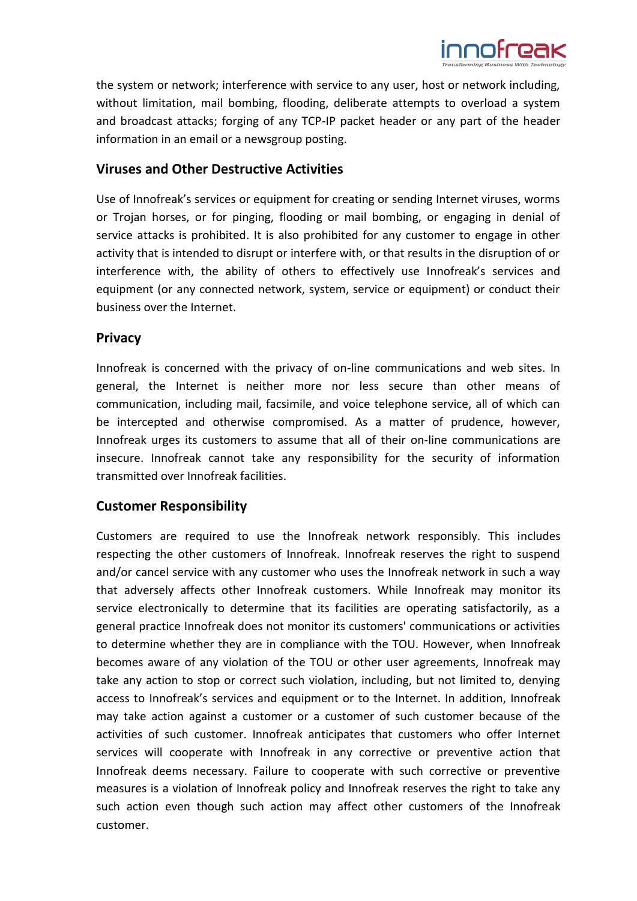the system or network; interference with service to any user, host or network including, without limitation, mail bombing, flooding, deliberate attempts to overload a system and broadcast attacks; forging of any TCP-IP packet header or any part of the header information in an email or a newsgroup posting.

## Viruses and Other Destructive Activities

Use of Innofreak's services or equipment for creating or sending Internet viruses, worms or Trojan horses, or for pinging, flooding or mail bombing, or engaging in denial of service attacks is prohibited. It is also prohibited for any customer to engage in other activity that is intended to disrupt or interfere with, or that results in the disruption of or interference with, the ability of others to effectively use Innofreak's services and equipment (or any connected network, system, service or equipment) or conduct their business over the Internet.

## Privacy

Innofreak is concerned with the privacy of on-line communications and web sites. In general, the Internet is neither more nor less secure than other means of communication, including mail, facsimile, and voice telephone service, all of which can be intercepted and otherwise compromised. As a matter of prudence, however, Innofreak urges its customers to assume that all of their on-line communications are insecure. Innofreak cannot take any responsibility for the security of information transmitted over Innofreak facilities.

## Customer Responsibility

Customers are required to use the Innofreak network responsibly. This includes respecting the other customers of Innofreak. Innofreak reserves the right to suspend and/or cancel service with any customer who uses the Innofreak network in such a way that adversely affects other Innofreak customers. While Innofreak may monitor its service electronically to determine that its facilities are operating satisfactorily, as a general practice Innofreak does not monitor its customers' communications or activities to determine whether they are in compliance with the TOU. However, when Innofreak becomes aware of any violation of the TOU or other user agreements, Innofreak may take any action to stop or correct such violation, including, but not limited to, denying access to Innofreak's services and equipment or to the Internet. In addition, Innofreak may take action against a customer or a customer of such customer because of the activities of such customer. Innofreak anticipates that customers who offer Internet services will cooperate with Innofreak in any corrective or preventive action that Innofreak deems necessary. Failure to cooperate with such corrective or preventive measures is a violation of Innofreak policy and Innofreak reserves the right to take any such action even though such action may affect other customers of the Innofreak customer.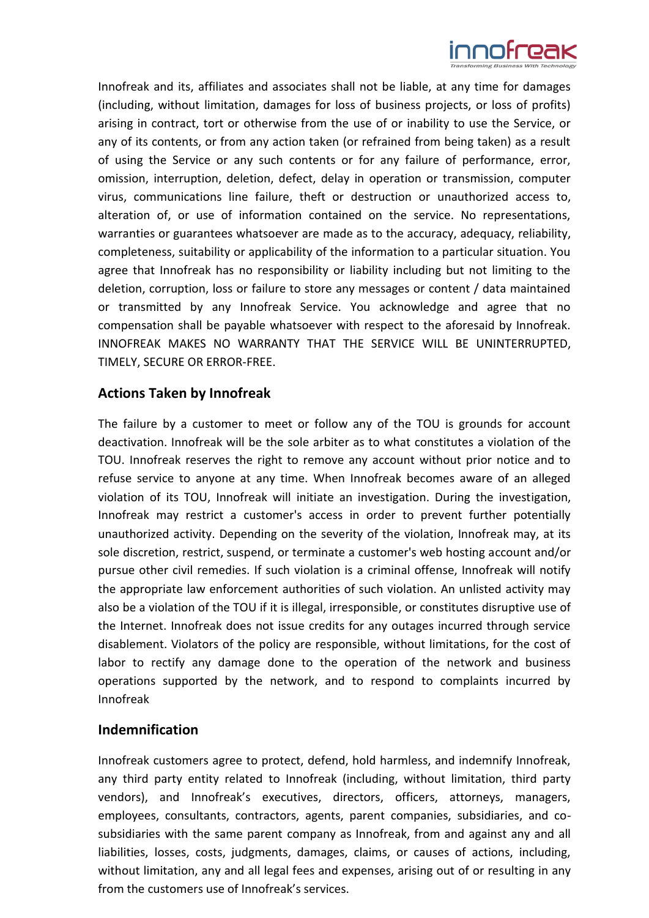Innofreak and its, affiliates and associates shall not be liable, at any time for damages (including, without limitation, damages for loss of business projects, or loss of profits) arising in contract, tort or otherwise from the use of or inability to use the Service, or any of its contents, or from any action taken (or refrained from being taken) as a result of using the Service or any such contents or for any failure of performance, error, omission, interruption, deletion, defect, delay in operation or transmission, computer virus, communications line failure, theft or destruction or unauthorized access to, alteration of, or use of information contained on the service. No representations, warranties or guarantees whatsoever are made as to the accuracy, adequacy, reliability, completeness, suitability or applicability of the information to a particular situation. You agree that Innofreak has no responsibility or liability including but not limiting to the deletion, corruption, loss or failure to store any messages or content / data maintained or transmitted by any Innofreak Service. You acknowledge and agree that no compensation shall be payable whatsoever with respect to the aforesaid by Innofreak. INNOFREAK MAKES NO WARRANTY THAT THE SERVICE WILL BE UNINTERRUPTED, TIMELY, SECURE OR ERROR-FREE.

## Actions Taken by Innofreak

The failure by a customer to meet or follow any of the TOU is grounds for account deactivation. Innofreak will be the sole arbiter as to what constitutes a violation of the TOU. Innofreak reserves the right to remove any account without prior notice and to refuse service to anyone at any time. When Innofreak becomes aware of an alleged violation of its TOU, Innofreak will initiate an investigation. During the investigation, Innofreak may restrict a customer's access in order to prevent further potentially unauthorized activity. Depending on the severity of the violation, Innofreak may, at its sole discretion, restrict, suspend, or terminate a customer's web hosting account and/or pursue other civil remedies. If such violation is a criminal offense, Innofreak will notify the appropriate law enforcement authorities of such violation. An unlisted activity may also be a violation of the TOU if it is illegal, irresponsible, or constitutes disruptive use of the Internet. Innofreak does not issue credits for any outages incurred through service disablement. Violators of the policy are responsible, without limitations, for the cost of labor to rectify any damage done to the operation of the network and business operations supported by the network, and to respond to complaints incurred by Innofreak

## Indemnification

Innofreak customers agree to protect, defend, hold harmless, and indemnify Innofreak, any third party entity related to Innofreak (including, without limitation, third party vendors), and Innofreak's executives, directors, officers, attorneys, managers, employees, consultants, contractors, agents, parent companies, subsidiaries, and co-subsidiaries with the same parent company as Innofreak, from and against any and all liabilities, losses, costs, judgments, damages, claims, or causes of actions, including, without limitation, any and all legal fees and expenses, arising out of or resulting in any from the customers use of Innofreak's services.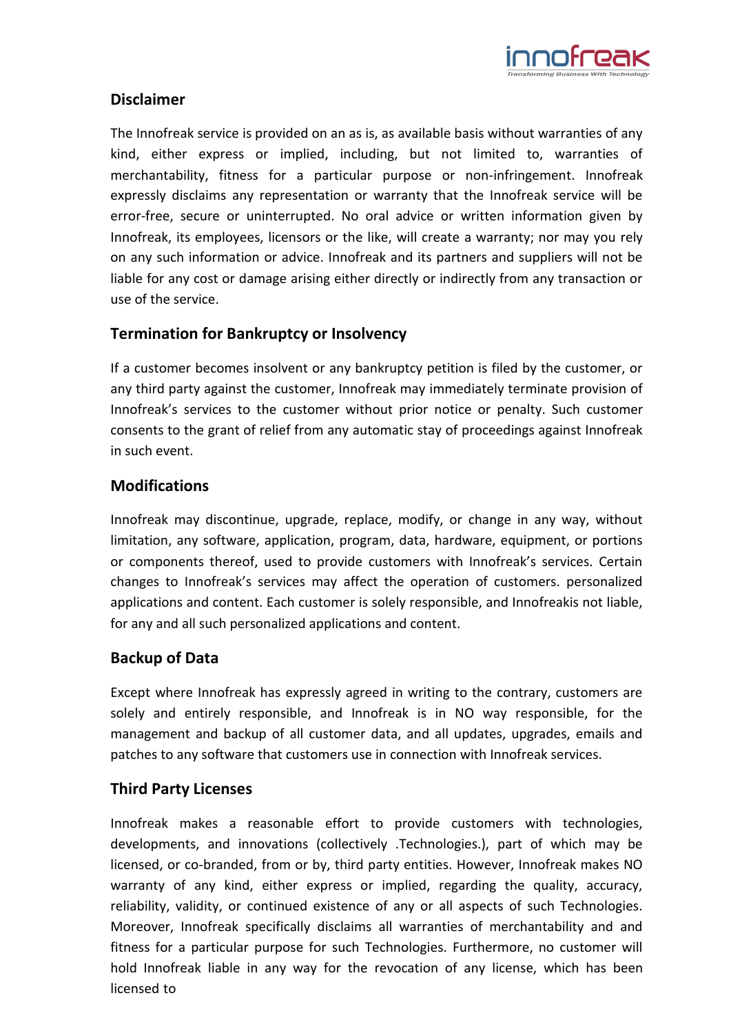## Disclaimer

The Innofreak service is provided on an as is, as available basis without warranties of any kind, either express or implied, including, but not limited to, warranties of merchantability, fitness for a particular purpose or non-infringement. Innofreak expressly disclaims any representation or warranty that the Innofreak service will be error-free, secure or uninterrupted. No oral advice or written information given by Innofreak, its employees, licensors or the like, will create a warranty; nor may you rely on any such information or advice. Innofreak and its partners and suppliers will not be liable for any cost or damage arising either directly or indirectly from any transaction or use of the service.

## Termination for Bankruptcy or Insolvency

If a customer becomes insolvent or any bankruptcy petition is filed by the customer, or any third party against the customer, Innofreak may immediately terminate provision of Innofreak's services to the customer without prior notice or penalty. Such customer consents to the grant of relief from any automatic stay of proceedings against Innofreak in such event.

## Modifications

Innofreak may discontinue, upgrade, replace, modify, or change in any way, without limitation, any software, application, program, data, hardware, equipment, or portions or components thereof, used to provide customers with Innofreak's services. Certain changes to Innofreak's services may affect the operation of customers. personalized applications and content. Each customer is solely responsible, and Innofreakis not liable, for any and all such personalized applications and content.

## Backup of Data

Except where Innofreak has expressly agreed in writing to the contrary, customers are solely and entirely responsible, and Innofreak is in NO way responsible, for the management and backup of all customer data, and all updates, upgrades, emails and patches to any software that customers use in connection with Innofreak services.

## Third Party Licenses

Innofreak makes a reasonable effort to provide customers with technologies, developments, and innovations (collectively .Technologies.), part of which may be licensed, or co-branded, from or by, third party entities. However, Innofreak makes NO warranty of any kind, either express or implied, regarding the quality, accuracy, reliability, validity, or continued existence of any or all aspects of such Technologies. Moreover, Innofreak specifically disclaims all warranties of merchantability and and fitness for a particular purpose for such Technologies. Furthermore, no customer will hold Innofreak liable in any way for the revocation of any license, which has been licensed to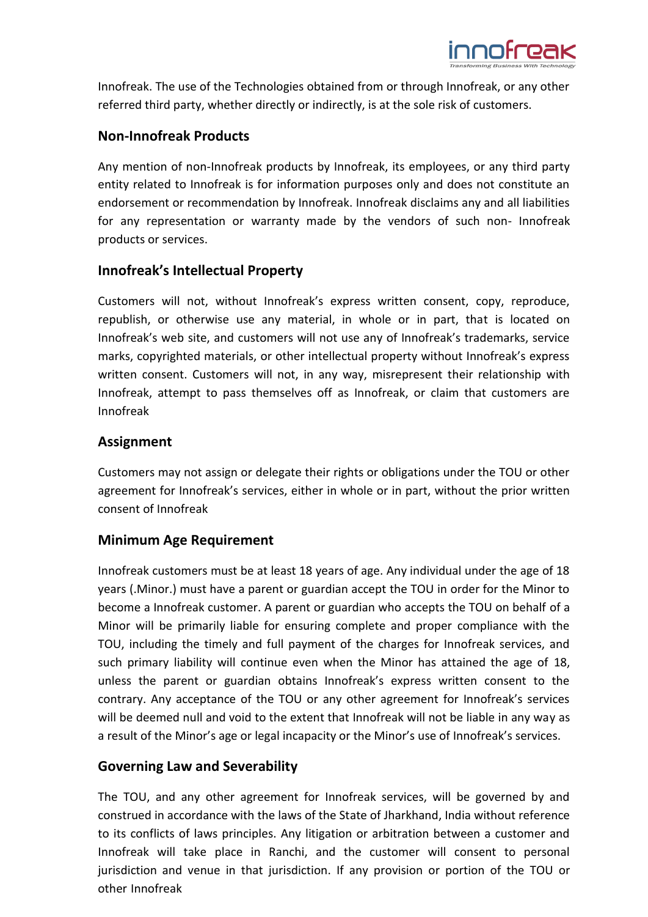Innofreak. The use of the Technologies obtained from or through Innofreak, or any other referred third party, whether directly or indirectly, is at the sole risk of customers.

### Non-Innofreak Products

Any mention of non-Innofreak products by Innofreak, its employees, or any third party entity related to Innofreak is for information purposes only and does not constitute an endorsement or recommendation by Innofreak. Innofreak disclaims any and all liabilities for any representation or warranty made by the vendors of such non- Innofreak products or services.

### Innofreak's Intellectual Property

Customers will not, without Innofreak's express written consent, copy, reproduce, republish, or otherwise use any material, in whole or in part, that is located on Innofreak's web site, and customers will not use any of Innofreak's trademarks, service marks, copyrighted materials, or other intellectual property without Innofreak's express written consent. Customers will not, in any way, misrepresent their relationship with Innofreak, attempt to pass themselves off as Innofreak, or claim that customers are Innofreak

### Assignment

Customers may not assign or delegate their rights or obligations under the TOU or other agreement for Innofreak's services, either in whole or in part, without the prior written consent of Innofreak

### Minimum Age Requirement

Innofreak customers must be at least 18 years of age. Any individual under the age of 18 years (.Minor.) must have a parent or guardian accept the TOU in order for the Minor to become a Innofreak customer. A parent or guardian who accepts the TOU on behalf of a Minor will be primarily liable for ensuring complete and proper compliance with the TOU, including the timely and full payment of the charges for Innofreak services, and such primary liability will continue even when the Minor has attained the age of 18, unless the parent or guardian obtains Innofreak's express written consent to the contrary. Any acceptance of the TOU or any other agreement for Innofreak's services will be deemed null and void to the extent that Innofreak will not be liable in any way as a result of the Minor's age or legal incapacity or the Minor's use of Innofreak's services.

### Governing Law and Severability

The TOU, and any other agreement for Innofreak services, will be governed by and construed in accordance with the laws of the State of Jharkhand, India without reference to its conflicts of laws principles. Any litigation or arbitration between a customer and Innofreak will take place in Ranchi, and the customer will consent to personal jurisdiction and venue in that jurisdiction. If any provision or portion of the TOU or other Innofreak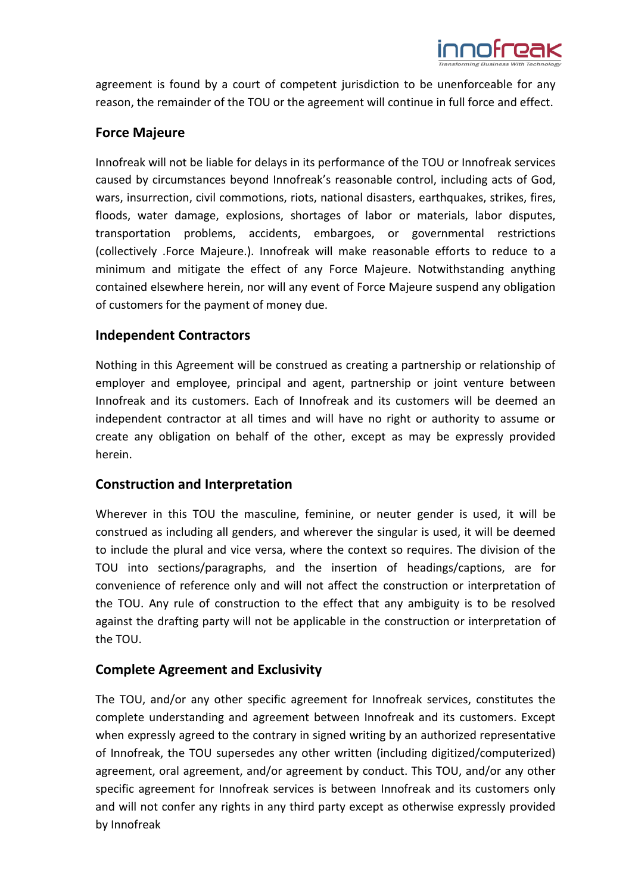agreement is found by a court of competent jurisdiction to be unenforceable for any reason, the remainder of the TOU or the agreement will continue in full force and effect.

## Force Majeure

Innofreak will not be liable for delays in its performance of the TOU or Innofreak services caused by circumstances beyond Innofreak's reasonable control, including acts of God, wars, insurrection, civil commotions, riots, national disasters, earthquakes, strikes, fires, floods, water damage, explosions, shortages of labor or materials, labor disputes, transportation problems, accidents, embargoes, or governmental restrictions (collectively .Force Majeure.). Innofreak will make reasonable efforts to reduce to a minimum and mitigate the effect of any Force Majeure. Notwithstanding anything contained elsewhere herein, nor will any event of Force Majeure suspend any obligation of customers for the payment of money due.

## Independent Contractors

Nothing in this Agreement will be construed as creating a partnership or relationship of employer and employee, principal and agent, partnership or joint venture between Innofreak and its customers. Each of Innofreak and its customers will be deemed an independent contractor at all times and will have no right or authority to assume or create any obligation on behalf of the other, except as may be expressly provided herein.

## Construction and Interpretation

Wherever in this TOU the masculine, feminine, or neuter gender is used, it will be construed as including all genders, and wherever the singular is used, it will be deemed to include the plural and vice versa, where the context so requires. The division of the TOU into sections/paragraphs, and the insertion of headings/captions, are for convenience of reference only and will not affect the construction or interpretation of the TOU. Any rule of construction to the effect that any ambiguity is to be resolved against the drafting party will not be applicable in the construction or interpretation of the TOU.

## Complete Agreement and Exclusivity

The TOU, and/or any other specific agreement for Innofreak services, constitutes the complete understanding and agreement between Innofreak and its customers. Except when expressly agreed to the contrary in signed writing by an authorized representative of Innofreak, the TOU supersedes any other written (including digitized/computerized) agreement, oral agreement, and/or agreement by conduct. This TOU, and/or any other specific agreement for Innofreak services is between Innofreak and its customers only and will not confer any rights in any third party except as otherwise expressly provided by Innofreak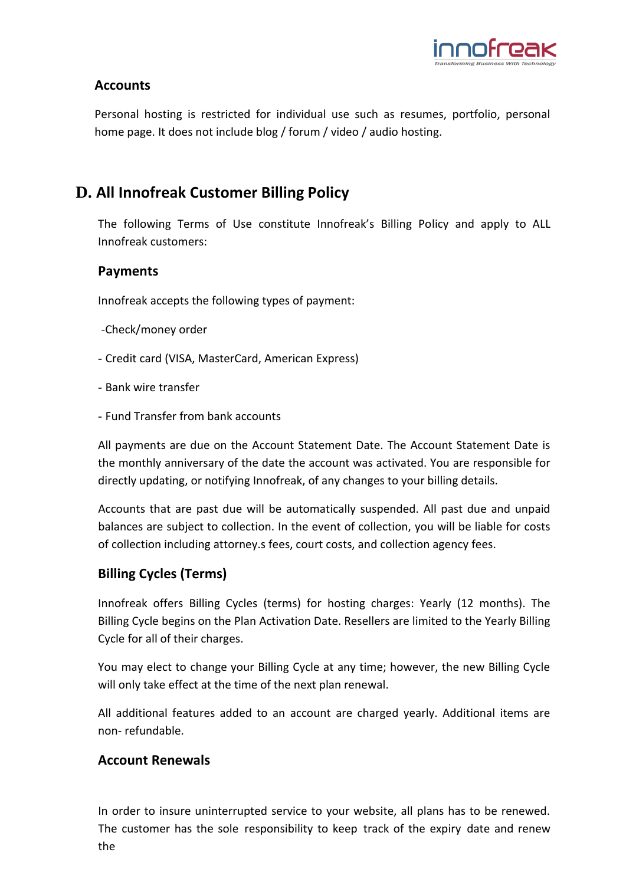### Accounts

Personal hosting is restricted for individual use such as resumes, portfolio, personal home page. It does not include blog / forum / video / audio hosting.

## D. All Innofreak Customer Billing Policy

The following Terms of Use constitute Innofreak's Billing Policy and apply to ALL Innofreak customers:

### Payments

Innofreak accepts the following types of payment:

-Check/money order

- Credit card (VISA, MasterCard, American Express)

- Bank wire transfer

- Fund Transfer from bank accounts

All payments are due on the Account Statement Date. The Account Statement Date is the monthly anniversary of the date the account was activated. You are responsible for directly updating, or notifying Innofreak, of any changes to your billing details.

Accounts that are past due will be automatically suspended. All past due and unpaid balances are subject to collection. In the event of collection, you will be liable for costs of collection including attorney.s fees, court costs, and collection agency fees.

### Billing Cycles (Terms)

Innofreak offers Billing Cycles (terms) for hosting charges: Yearly (12 months). The Billing Cycle begins on the Plan Activation Date. Resellers are limited to the Yearly Billing Cycle for all of their charges.

You may elect to change your Billing Cycle at any time; however, the new Billing Cycle will only take effect at the time of the next plan renewal.

All additional features added to an account are charged yearly. Additional items are non- refundable.

### Account Renewals

In order to insure uninterrupted service to your website, all plans has to be renewed. The customer has the sole responsibility to keep track of the expiry date and renew the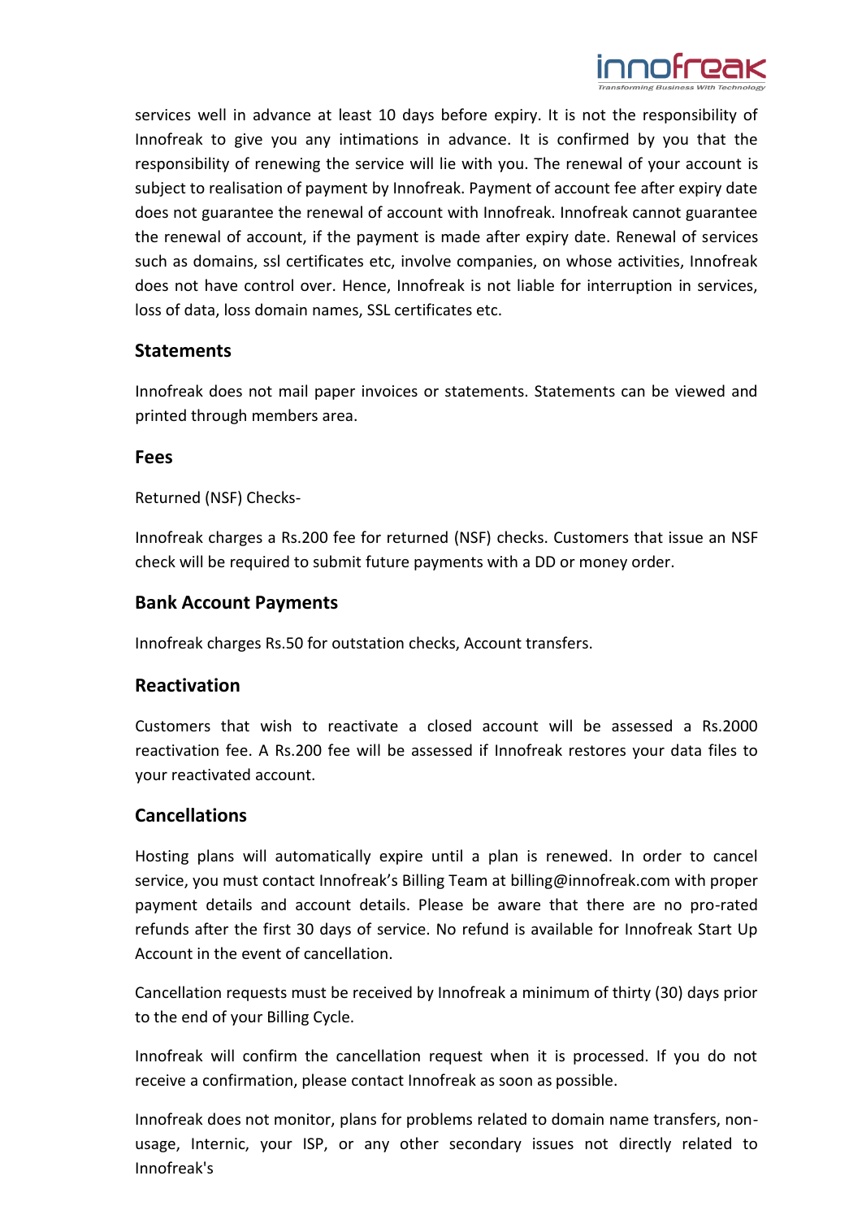services well in advance at least 10 days before expiry. It is not the responsibility of Innofreak to give you any intimations in advance. It is confirmed by you that the responsibility of renewing the service will lie with you. The renewal of your account is subject to realisation of payment by Innofreak. Payment of account fee after expiry date does not guarantee the renewal of account with Innofreak. Innofreak cannot guarantee the renewal of account, if the payment is made after expiry date. Renewal of services such as domains, ssl certificates etc, involve companies, on whose activities, Innofreak does not have control over. Hence, Innofreak is not liable for interruption in services, loss of data, loss domain names, SSL certificates etc.

## Statements

Innofreak does not mail paper invoices or statements. Statements can be viewed and printed through members area.

## Fees

Returned (NSF) Checks-

Innofreak charges a Rs.200 fee for returned (NSF) checks. Customers that issue an NSF check will be required to submit future payments with a DD or money order.

## Bank Account Payments

Innofreak charges Rs.50 for outstation checks, Account transfers.

## Reactivation

Customers that wish to reactivate a closed account will be assessed a Rs.2000 reactivation fee. A Rs.200 fee will be assessed if Innofreak restores your data files to your reactivated account.

## Cancellations

Hosting plans will automatically expire until a plan is renewed. In order to cancel service, you must contact Innofreak's Billing Team at billing@innofreak.com with proper payment details and account details. Please be aware that there are no pro-rated refunds after the first 30 days of service. No refund is available for Innofreak Start Up Account in the event of cancellation.

Cancellation requests must be received by Innofreak a minimum of thirty (30) days prior to the end of your Billing Cycle.

Innofreak will confirm the cancellation request when it is processed. If you do not receive a confirmation, please contact Innofreak as soon as possible.

Innofreak does not monitor, plans for problems related to domain name transfers, non-usage, Internic, your ISP, or any other secondary issues not directly related to Innofreak's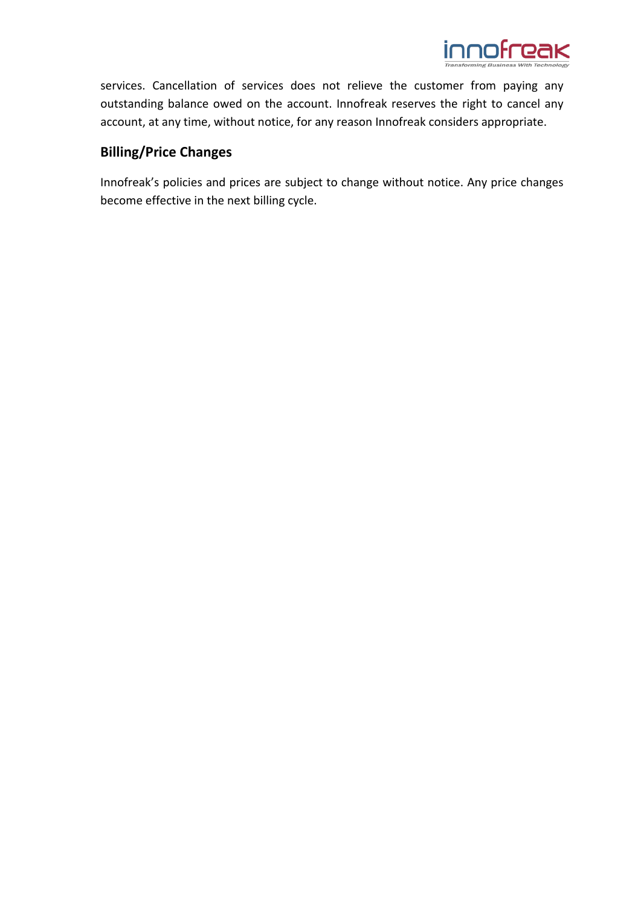services. Cancellation of services does not relieve the customer from paying any outstanding balance owed on the account. Innofreak reserves the right to cancel any account, at any time, without notice, for any reason Innofreak considers appropriate.

## Billing/Price Changes

Innofreak's policies and prices are subject to change without notice. Any price changes become effective in the next billing cycle.